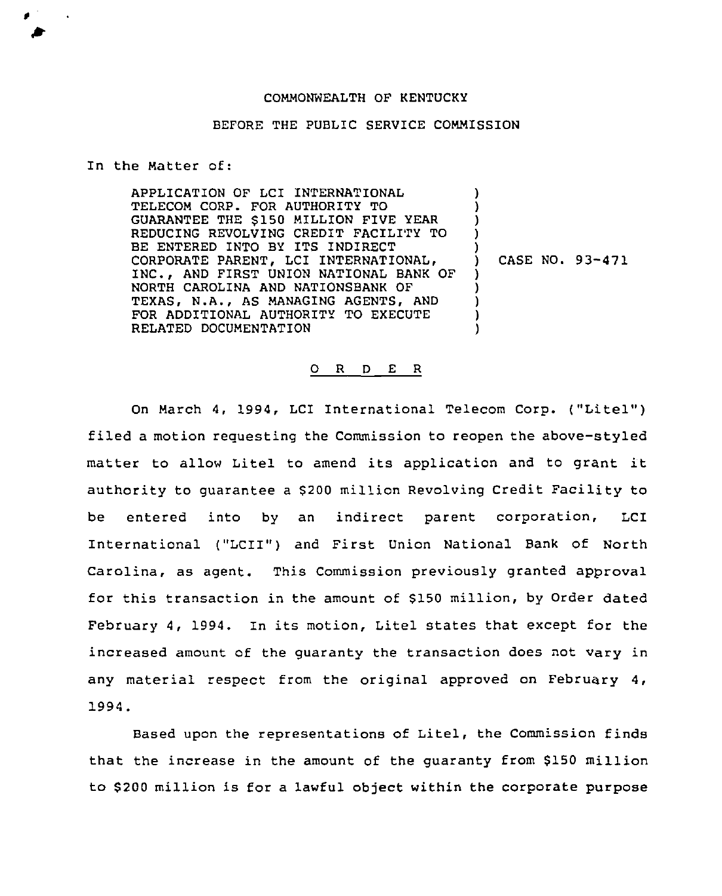COMMONWEALTH OF KENTUCKY

BEFORE THE PUBLIC SERVICE COMMISSION

In the Matter of:

APPLICATION OF LCI INTERNATIONAL TELECOM CORP. FOR AUTHORITY TO GUARANTEE THE $150 MILLION FIVE YEAR REDUCING REVOLVING CREDIT FACILITY TO BE ENTERED INTO BY ITS INDIRECT CORPORATE PARENT, LCI INTERNATIONAL, INC., AND FIRST UNION NATIONAL BANK OF NORTH CAROLINA AND NATIONSBANK OF TEXAS, N.A., AS MANAGING AGENTS, AND FOR ADDITIONAL AUTHORITY TO EXECUTE RELATED DOCUMENTATION ) CASE NO. 93-471

O R D E R

On March 4, 1994, LCI International Telecom Corp. ("Litel") filed a motion requesting the Commission to reopen the above-styled matter to allow Litel to amend its application and to grant it authority to guarantee a $200 million Revolving Credit Facility to be entered into by an indirect parent corporation, LCI International ("LCII") and First Union National Bank of North Carolina, as agent. This Commission previously granted approval for this transaction in the amount of $150 million, by Order dated February 4, 1994. In its motion, Litel states that except for the increased amount of the guaranty the transaction does not vary in any material respect from the original approved on February 4, 1994.

Based upon the representations of Litel, the Commission finds that the increase in the amount of the guaranty from $150 million to $200 million is for a lawful object within the corporate purpose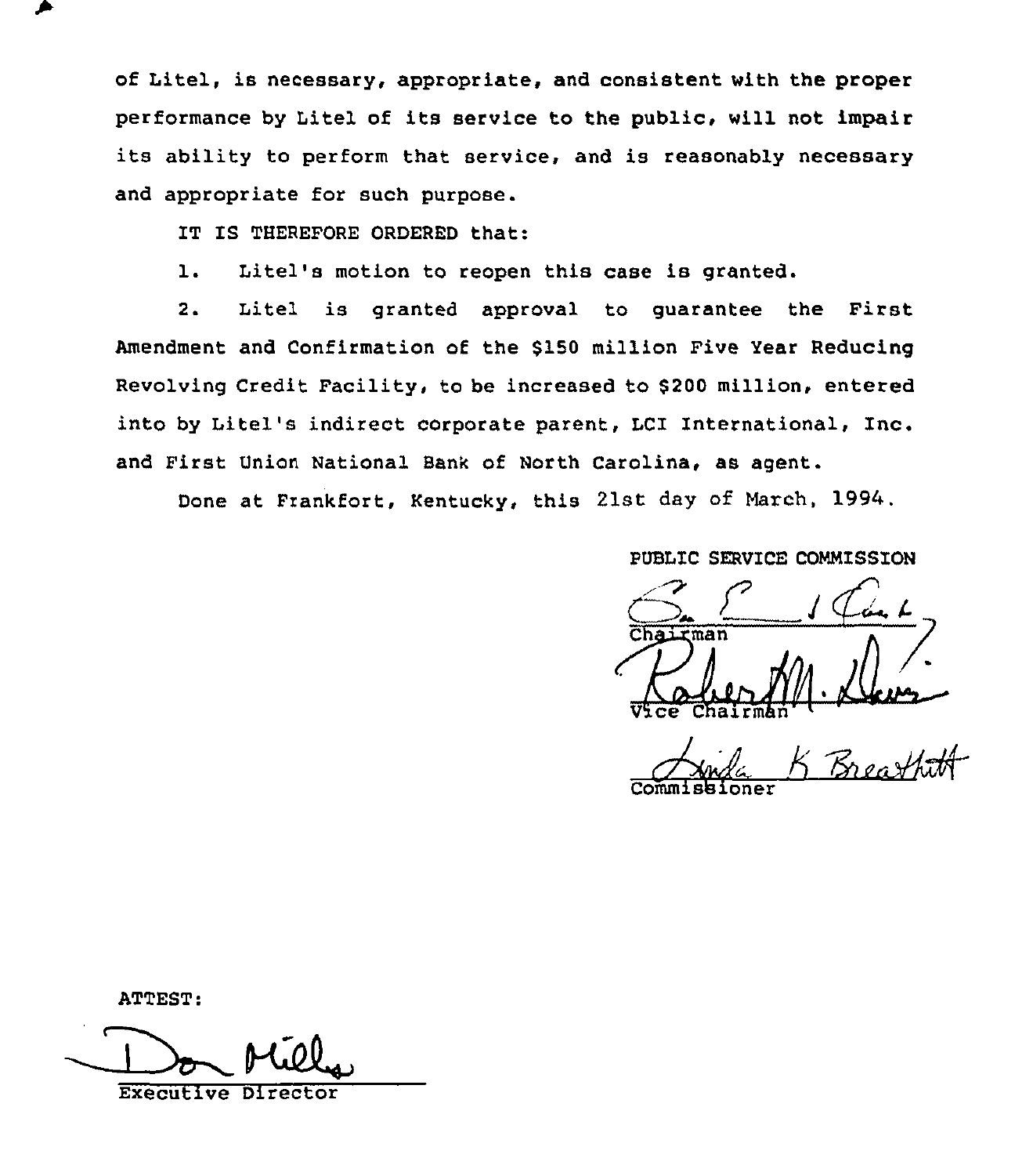of Litel, is necessary, appropriate, and consistent with the proper performance by Litel of its service to the public, will not impair its ability to perform that service, and is reasonably necessary and appropriate for such purpose.

IT IS THEREFORE ORDERED that:

1. Litel's motion to reopen this case is granted.

2. Litel is granted approval to guarantee the First Amendment and Confirmation of the $150 million Five Year Reducing Revolving Credit Facility, to be increased to $200 million, entered into by Litel's indirect corporate parent, LCI International, Inc. and First Union National Bank of North Carolina, as agent.

Done at Frankfort, Kentucky, this 21st day of March, 1994.

PUBLIC SERVICE COMMISSION

Chairman

Vice Chairman

Commissioner

ATTEST:

Executive Director